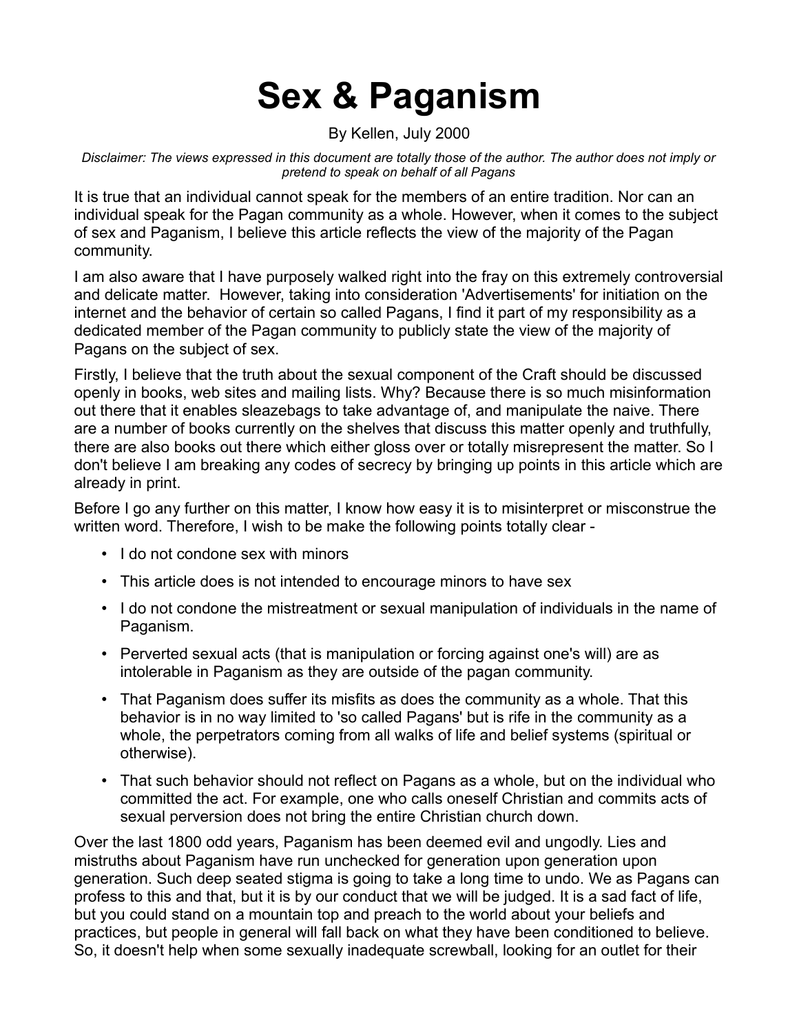# Sex & Paganism

By Kellen, July 2000

*Disclaimer: The views expressed in this document are totally those of the author. The author does not imply or pretend to speak on behalf of all Pagans*

It is true that an individual cannot speak for the members of an entire tradition. Nor can an individual speak for the Pagan community as a whole. However, when it comes to the subject of sex and Paganism, I believe this article reflects the view of the majority of the Pagan community.

I am also aware that I have purposely walked right into the fray on this extremely controversial and delicate matter. However, taking into consideration 'Advertisements' for initiation on the internet and the behavior of certain so called Pagans, I find it part of my responsibility as a dedicated member of the Pagan community to publicly state the view of the majority of Pagans on the subject of sex.

Firstly, I believe that the truth about the sexual component of the Craft should be discussed openly in books, web sites and mailing lists. Why? Because there is so much misinformation out there that it enables sleazebags to take advantage of, and manipulate the naive. There are a number of books currently on the shelves that discuss this matter openly and truthfully, there are also books out there which either gloss over or totally misrepresent the matter. So I don't believe I am breaking any codes of secrecy by bringing up points in this article which are already in print.

Before I go any further on this matter, I know how easy it is to misinterpret or misconstrue the written word. Therefore, I wish to be make the following points totally clear -

- I do not condone sex with minors
- This article does is not intended to encourage minors to have sex
- I do not condone the mistreatment or sexual manipulation of individuals in the name of Paganism.
- Perverted sexual acts (that is manipulation or forcing against one's will) are as intolerable in Paganism as they are outside of the pagan community.
- That Paganism does suffer its misfits as does the community as a whole. That this behavior is in no way limited to 'so called Pagans' but is rife in the community as a whole, the perpetrators coming from all walks of life and belief systems (spiritual or otherwise).
- That such behavior should not reflect on Pagans as a whole, but on the individual who committed the act. For example, one who calls oneself Christian and commits acts of sexual perversion does not bring the entire Christian church down.

Over the last 1800 odd years, Paganism has been deemed evil and ungodly. Lies and mistruths about Paganism have run unchecked for generation upon generation upon generation. Such deep seated stigma is going to take a long time to undo. We as Pagans can profess to this and that, but it is by our conduct that we will be judged. It is a sad fact of life, but you could stand on a mountain top and preach to the world about your beliefs and practices, but people in general will fall back on what they have been conditioned to believe. So, it doesn't help when some sexually inadequate screwball, looking for an outlet for their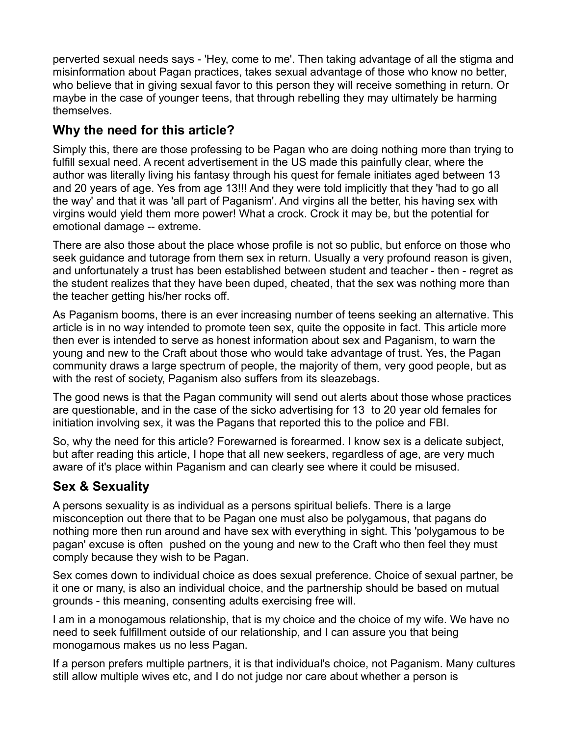perverted sexual needs says - 'Hey, come to me'. Then taking advantage of all the stigma and misinformation about Pagan practices, takes sexual advantage of those who know no better, who believe that in giving sexual favor to this person they will receive something in return. Or maybe in the case of younger teens, that through rebelling they may ultimately be harming themselves.

## Why the need for this article?

Simply this, there are those professing to be Pagan who are doing nothing more than trying to fulfill sexual need. A recent advertisement in the US made this painfully clear, where the author was literally living his fantasy through his quest for female initiates aged between 13 and 20 years of age. Yes from age 13!!! And they were told implicitly that they 'had to go all the way' and that it was 'all part of Paganism'. And virgins all the better, his having sex with virgins would yield them more power! What a crock. Crock it may be, but the potential for emotional damage -- extreme.

There are also those about the place whose profile is not so public, but enforce on those who seek guidance and tutorage from them sex in return. Usually a very profound reason is given, and unfortunately a trust has been established between student and teacher - then - regret as the student realizes that they have been duped, cheated, that the sex was nothing more than the teacher getting his/her rocks off.

As Paganism booms, there is an ever increasing number of teens seeking an alternative. This article is in no way intended to promote teen sex, quite the opposite in fact. This article more then ever is intended to serve as honest information about sex and Paganism, to warn the young and new to the Craft about those who would take advantage of trust. Yes, the Pagan community draws a large spectrum of people, the majority of them, very good people, but as with the rest of society, Paganism also suffers from its sleazebags.

The good news is that the Pagan community will send out alerts about those whose practices are questionable, and in the case of the sicko advertising for 13 to 20 year old females for initiation involving sex, it was the Pagans that reported this to the police and FBI.

So, why the need for this article? Forewarned is forearmed. I know sex is a delicate subject, but after reading this article, I hope that all new seekers, regardless of age, are very much aware of it's place within Paganism and can clearly see where it could be misused.

## Sex & Sexuality

A persons sexuality is as individual as a persons spiritual beliefs. There is a large misconception out there that to be Pagan one must also be polygamous, that pagans do nothing more then run around and have sex with everything in sight. This 'polygamous to be pagan' excuse is often pushed on the young and new to the Craft who then feel they must comply because they wish to be Pagan.

Sex comes down to individual choice as does sexual preference. Choice of sexual partner, be it one or many, is also an individual choice, and the partnership should be based on mutual grounds - this meaning, consenting adults exercising free will.

I am in a monogamous relationship, that is my choice and the choice of my wife. We have no need to seek fulfillment outside of our relationship, and I can assure you that being monogamous makes us no less Pagan.

If a person prefers multiple partners, it is that individual's choice, not Paganism. Many cultures still allow multiple wives etc, and I do not judge nor care about whether a person is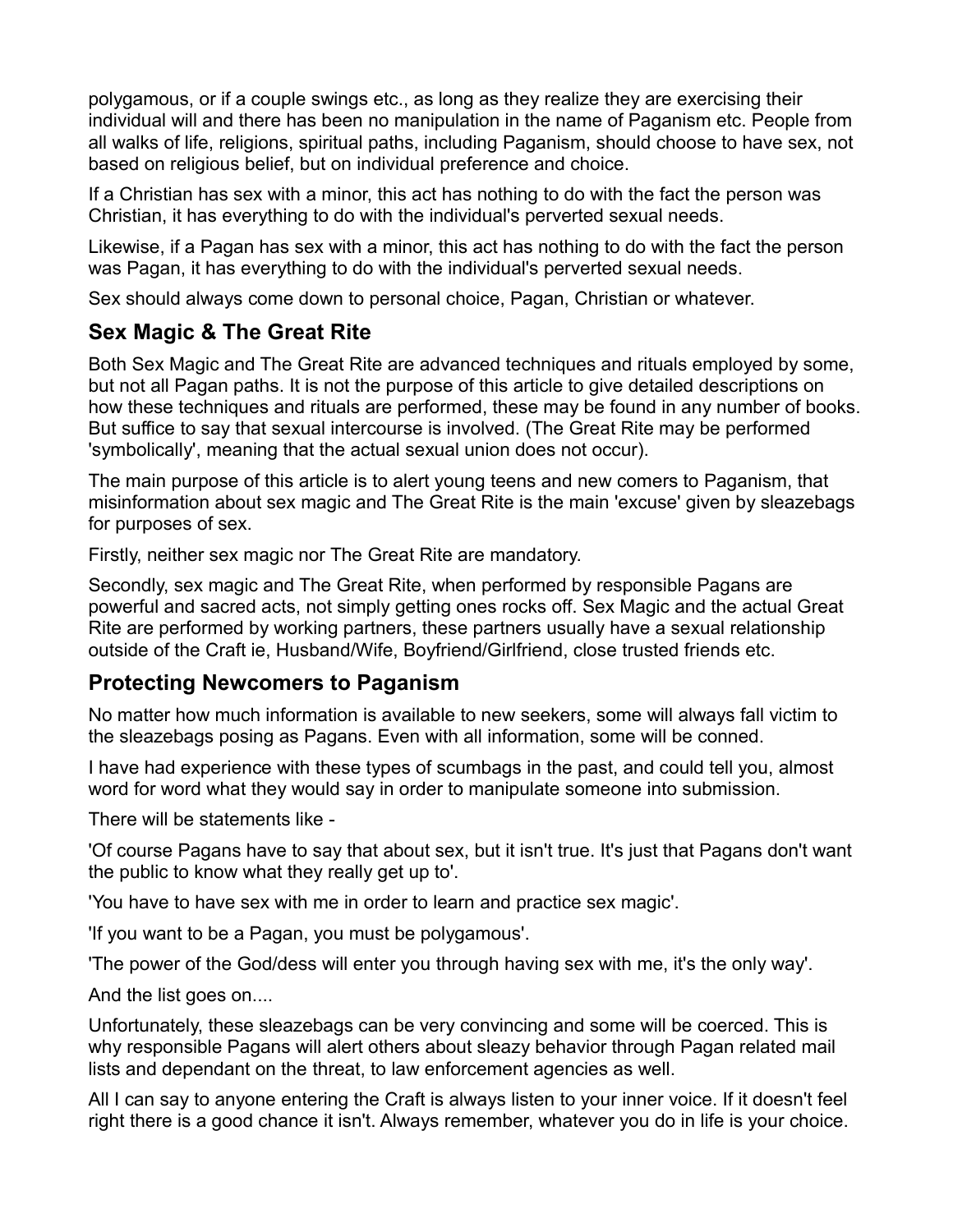polygamous, or if a couple swings etc., as long as they realize they are exercising their individual will and there has been no manipulation in the name of Paganism etc. People from all walks of life, religions, spiritual paths, including Paganism, should choose to have sex, not based on religious belief, but on individual preference and choice.

If a Christian has sex with a minor, this act has nothing to do with the fact the person was Christian, it has everything to do with the individual's perverted sexual needs.

Likewise, if a Pagan has sex with a minor, this act has nothing to do with the fact the person was Pagan, it has everything to do with the individual's perverted sexual needs.

Sex should always come down to personal choice, Pagan, Christian or whatever.

## Sex Magic & The Great Rite

Both Sex Magic and The Great Rite are advanced techniques and rituals employed by some, but not all Pagan paths. It is not the purpose of this article to give detailed descriptions on how these techniques and rituals are performed, these may be found in any number of books. But suffice to say that sexual intercourse is involved. (The Great Rite may be performed 'symbolically', meaning that the actual sexual union does not occur).

The main purpose of this article is to alert young teens and new comers to Paganism, that misinformation about sex magic and The Great Rite is the main 'excuse' given by sleazebags for purposes of sex.

Firstly, neither sex magic nor The Great Rite are mandatory.

Secondly, sex magic and The Great Rite, when performed by responsible Pagans are powerful and sacred acts, not simply getting ones rocks off. Sex Magic and the actual Great Rite are performed by working partners, these partners usually have a sexual relationship outside of the Craft ie, Husband/Wife, Boyfriend/Girlfriend, close trusted friends etc.

## Protecting Newcomers to Paganism

No matter how much information is available to new seekers, some will always fall victim to the sleazebags posing as Pagans. Even with all information, some will be conned.

I have had experience with these types of scumbags in the past, and could tell you, almost word for word what they would say in order to manipulate someone into submission.

There will be statements like -

'Of course Pagans have to say that about sex, but it isn't true. It's just that Pagans don't want the public to know what they really get up to'.

'You have to have sex with me in order to learn and practice sex magic'.

'If you want to be a Pagan, you must be polygamous'.

'The power of the God/dess will enter you through having sex with me, it's the only way'.

And the list goes on....

Unfortunately, these sleazebags can be very convincing and some will be coerced. This is why responsible Pagans will alert others about sleazy behavior through Pagan related mail lists and dependant on the threat, to law enforcement agencies as well.

All I can say to anyone entering the Craft is always listen to your inner voice. If it doesn't feel right there is a good chance it isn't. Always remember, whatever you do in life is your choice.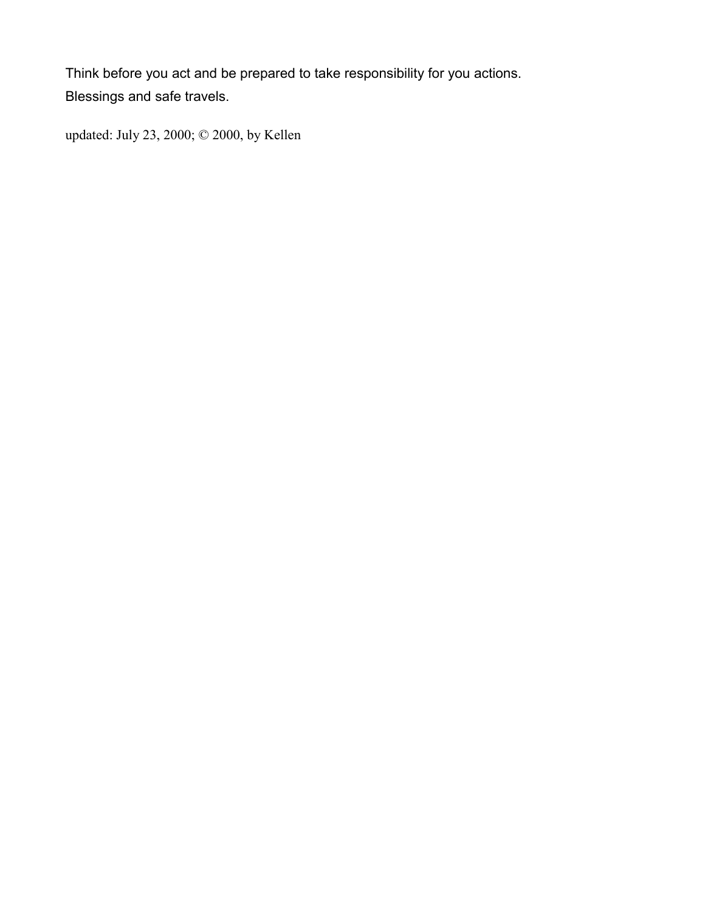Think before you act and be prepared to take responsibility for you actions.
Blessings and safe travels.

updated: July 23, 2000; © 2000, by Kellen